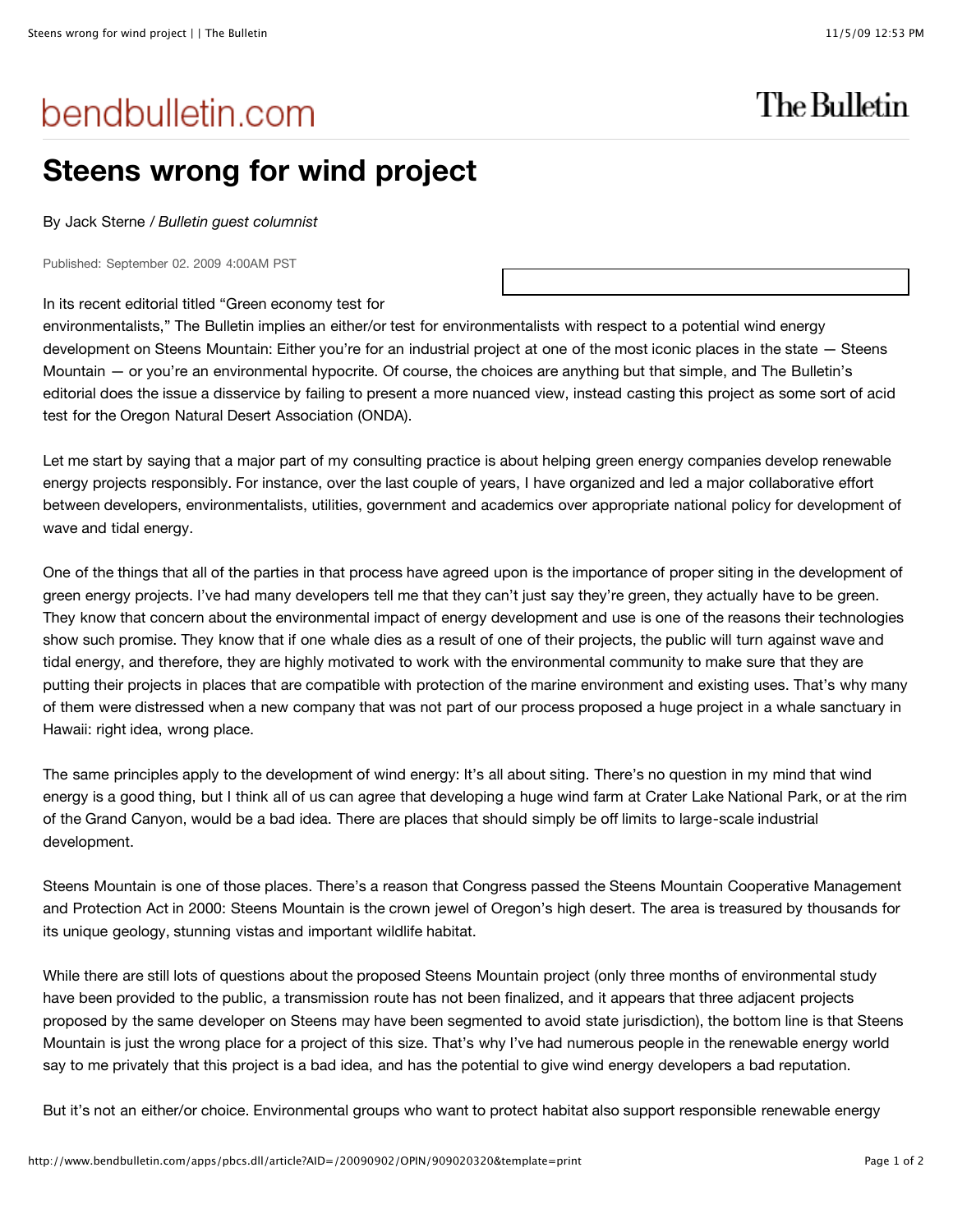bendbulletin.com

The Bulletin

# Steens wrong for wind project

By Jack Sterne / *Bulletin guest columnist*

Published: September 02. 2009 4:00AM PST

In its recent editorial titled "Green economy test for environmentalists," The Bulletin implies an either/or test for environmentalists with respect to a potential wind energy development on Steens Mountain: Either you're for an industrial project at one of the most iconic places in the state — Steens Mountain — or you're an environmental hypocrite. Of course, the choices are anything but that simple, and The Bulletin's editorial does the issue a disservice by failing to present a more nuanced view, instead casting this project as some sort of acid test for the Oregon Natural Desert Association (ONDA).

Let me start by saying that a major part of my consulting practice is about helping green energy companies develop renewable energy projects responsibly. For instance, over the last couple of years, I have organized and led a major collaborative effort between developers, environmentalists, utilities, government and academics over appropriate national policy for development of wave and tidal energy.

One of the things that all of the parties in that process have agreed upon is the importance of proper siting in the development of green energy projects. I've had many developers tell me that they can't just say they're green, they actually have to be green. They know that concern about the environmental impact of energy development and use is one of the reasons their technologies show such promise. They know that if one whale dies as a result of one of their projects, the public will turn against wave and tidal energy, and therefore, they are highly motivated to work with the environmental community to make sure that they are putting their projects in places that are compatible with protection of the marine environment and existing uses. That's why many of them were distressed when a new company that was not part of our process proposed a huge project in a whale sanctuary in Hawaii: right idea, wrong place.

The same principles apply to the development of wind energy: It's all about siting. There's no question in my mind that wind energy is a good thing, but I think all of us can agree that developing a huge wind farm at Crater Lake National Park, or at the rim of the Grand Canyon, would be a bad idea. There are places that should simply be off limits to large-scale industrial development.

Steens Mountain is one of those places. There's a reason that Congress passed the Steens Mountain Cooperative Management and Protection Act in 2000: Steens Mountain is the crown jewel of Oregon's high desert. The area is treasured by thousands for its unique geology, stunning vistas and important wildlife habitat.

While there are still lots of questions about the proposed Steens Mountain project (only three months of environmental study have been provided to the public, a transmission route has not been finalized, and it appears that three adjacent projects proposed by the same developer on Steens may have been segmented to avoid state jurisdiction), the bottom line is that Steens Mountain is just the wrong place for a project of this size. That's why I've had numerous people in the renewable energy world say to me privately that this project is a bad idea, and has the potential to give wind energy developers a bad reputation.

But it's not an either/or choice. Environmental groups who want to protect habitat also support responsible renewable energy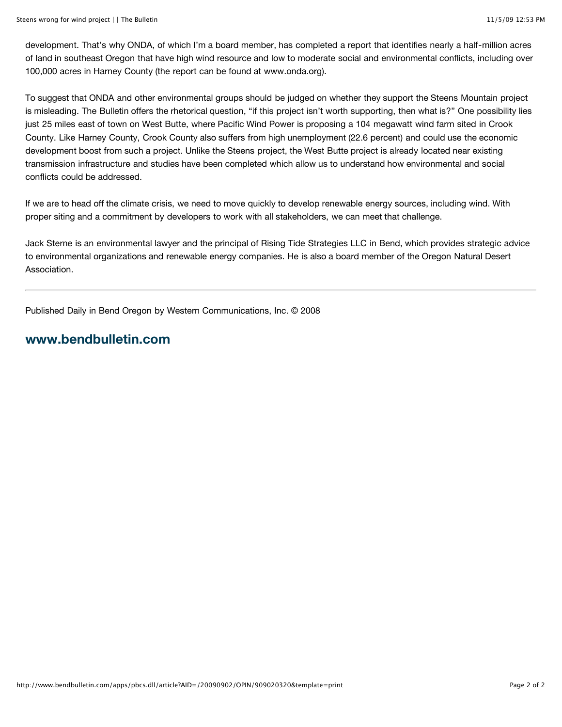development. That's why ONDA, of which I'm a board member, has completed a report that identifies nearly a half-million acres of land in southeast Oregon that have high wind resource and low to moderate social and environmental conflicts, including over 100,000 acres in Harney County (the report can be found at www.onda.org).

To suggest that ONDA and other environmental groups should be judged on whether they support the Steens Mountain project is misleading. The Bulletin offers the rhetorical question, "if this project isn't worth supporting, then what is?" One possibility lies just 25 miles east of town on West Butte, where Pacific Wind Power is proposing a 104 megawatt wind farm sited in Crook County. Like Harney County, Crook County also suffers from high unemployment (22.6 percent) and could use the economic development boost from such a project. Unlike the Steens project, the West Butte project is already located near existing transmission infrastructure and studies have been completed which allow us to understand how environmental and social conflicts could be addressed.

If we are to head off the climate crisis, we need to move quickly to develop renewable energy sources, including wind. With proper siting and a commitment by developers to work with all stakeholders, we can meet that challenge.

Jack Sterne is an environmental lawyer and the principal of Rising Tide Strategies LLC in Bend, which provides strategic advice to environmental organizations and renewable energy companies. He is also a board member of the Oregon Natural Desert Association.

---

Published Daily in Bend Oregon by Western Communications, Inc. © 2008

## www.bendbulletin.com